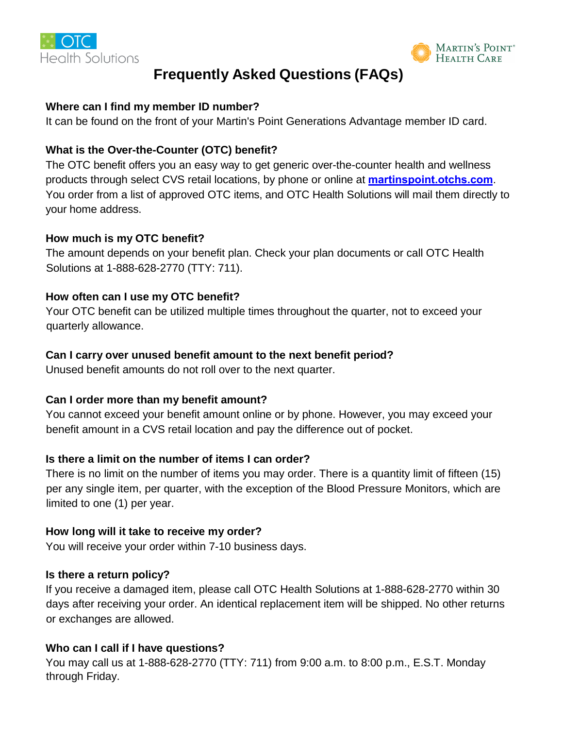OTC Health Solutions

Martin's Point Health Care

# Frequently Asked Questions (FAQs)

**Where can I find my member ID number?**
It can be found on the front of your Martin's Point Generations Advantage member ID card.

**What is the Over-the-Counter (OTC) benefit?**
The OTC benefit offers you an easy way to get generic over-the-counter health and wellness products through select CVS retail locations, by phone or online at **martinspoint.otchs.com**. You order from a list of approved OTC items, and OTC Health Solutions will mail them directly to your home address.

**How much is my OTC benefit?**
The amount depends on your benefit plan. Check your plan documents or call OTC Health Solutions at 1-888-628-2770 (TTY: 711).

**How often can I use my OTC benefit?**
Your OTC benefit can be utilized multiple times throughout the quarter, not to exceed your quarterly allowance.

**Can I carry over unused benefit amount to the next benefit period?**
Unused benefit amounts do not roll over to the next quarter.

**Can I order more than my benefit amount?**
You cannot exceed your benefit amount online or by phone. However, you may exceed your benefit amount in a CVS retail location and pay the difference out of pocket.

**Is there a limit on the number of items I can order?**
There is no limit on the number of items you may order. There is a quantity limit of fifteen (15) per any single item, per quarter, with the exception of the Blood Pressure Monitors, which are limited to one (1) per year.

**How long will it take to receive my order?**
You will receive your order within 7-10 business days.

**Is there a return policy?**
If you receive a damaged item, please call OTC Health Solutions at 1-888-628-2770 within 30 days after receiving your order. An identical replacement item will be shipped. No other returns or exchanges are allowed.

**Who can I call if I have questions?**
You may call us at 1-888-628-2770 (TTY: 711) from 9:00 a.m. to 8:00 p.m., E.S.T. Monday through Friday.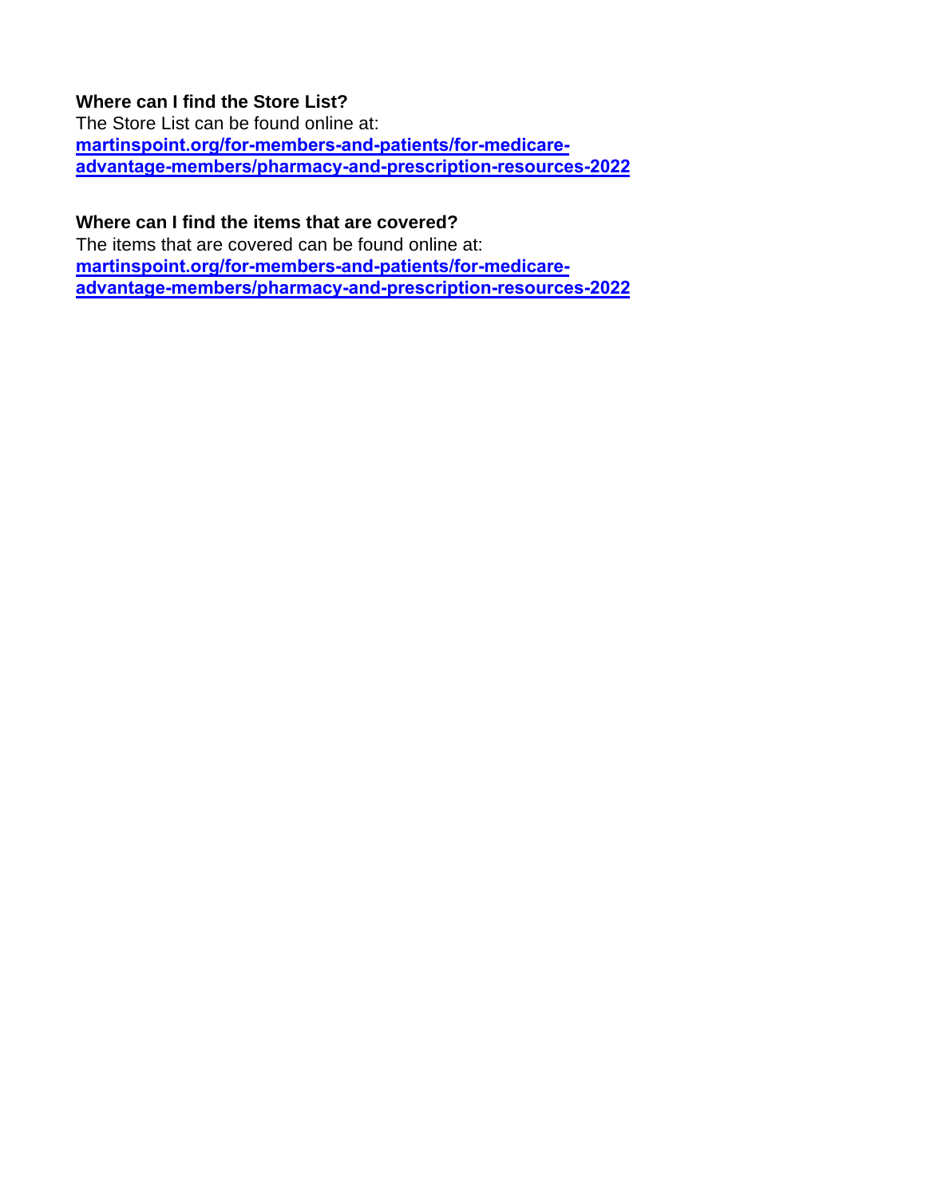**Where can I find the Store List?**

The Store List can be found online at:
**[martinspoint.org/for-members-and-patients/for-medicare-advantage-members/pharmacy-and-prescription-resources-2022](martinspoint.org/for-members-and-patients/for-medicare-advantage-members/pharmacy-and-prescription-resources-2022)**

**Where can I find the items that are covered?**

The items that are covered can be found online at:
**[martinspoint.org/for-members-and-patients/for-medicare-advantage-members/pharmacy-and-prescription-resources-2022](martinspoint.org/for-members-and-patients/for-medicare-advantage-members/pharmacy-and-prescription-resources-2022)**